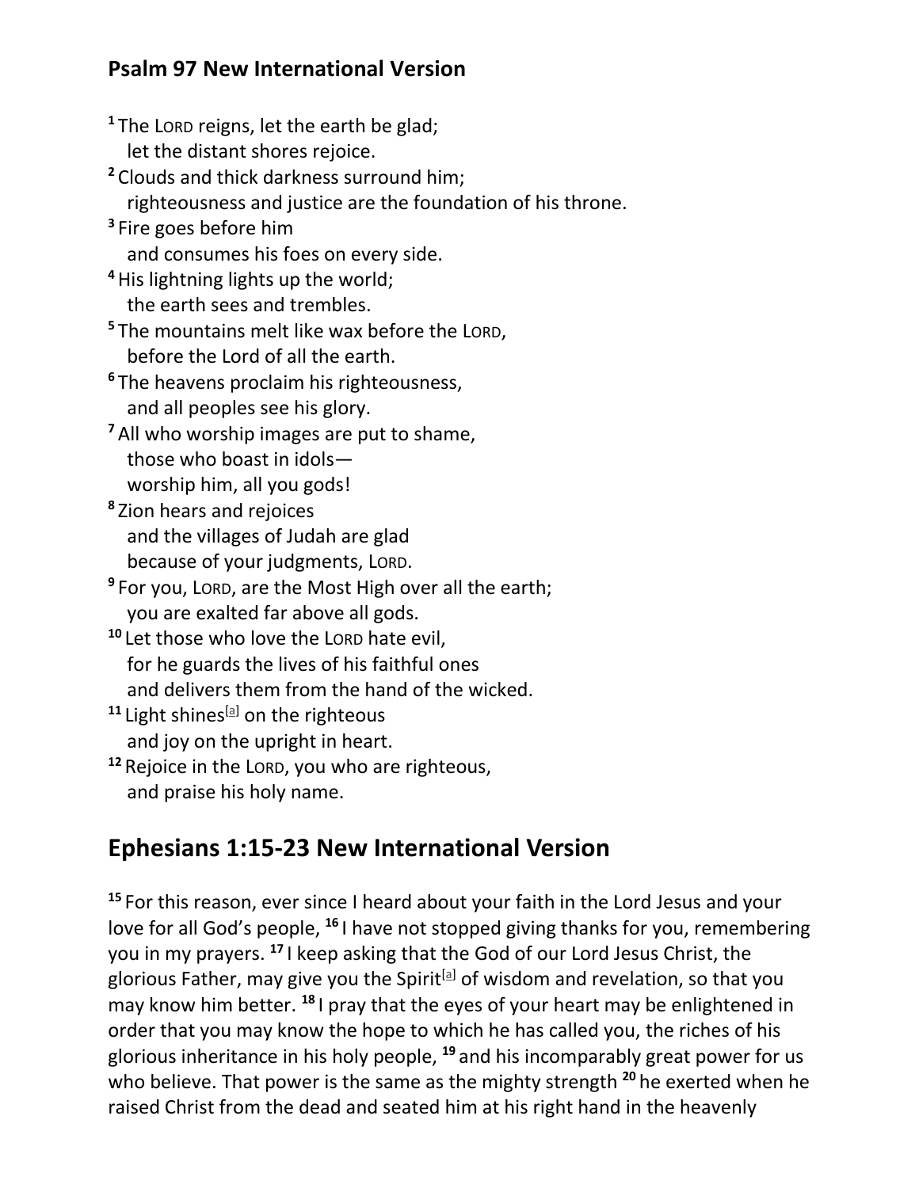## Psalm 97 New International Version

[1] The LORD reigns, let the earth be glad;
let the distant shores rejoice.
[2] Clouds and thick darkness surround him;
righteousness and justice are the foundation of his throne.
[3] Fire goes before him
and consumes his foes on every side.
[4] His lightning lights up the world;
the earth sees and trembles.
[5] The mountains melt like wax before the LORD,
before the Lord of all the earth.
[6] The heavens proclaim his righteousness,
and all peoples see his glory.
[7] All who worship images are put to shame,
those who boast in idols—
worship him, all you gods!
[8] Zion hears and rejoices
and the villages of Judah are glad
because of your judgments, LORD.
[9] For you, LORD, are the Most High over all the earth;
you are exalted far above all gods.
[10] Let those who love the LORD hate evil,
for he guards the lives of his faithful ones
and delivers them from the hand of the wicked.
[11] Light shines[a] on the righteous
and joy on the upright in heart.
[12] Rejoice in the LORD, you who are righteous,
and praise his holy name.

# Ephesians 1:15-23 New International Version

[15] For this reason, ever since I heard about your faith in the Lord Jesus and your love for all God's people, [16] I have not stopped giving thanks for you, remembering you in my prayers. [17] I keep asking that the God of our Lord Jesus Christ, the glorious Father, may give you the Spirit[a] of wisdom and revelation, so that you may know him better. [18] I pray that the eyes of your heart may be enlightened in order that you may know the hope to which he has called you, the riches of his glorious inheritance in his holy people, [19] and his incomparably great power for us who believe. That power is the same as the mighty strength [20] he exerted when he raised Christ from the dead and seated him at his right hand in the heavenly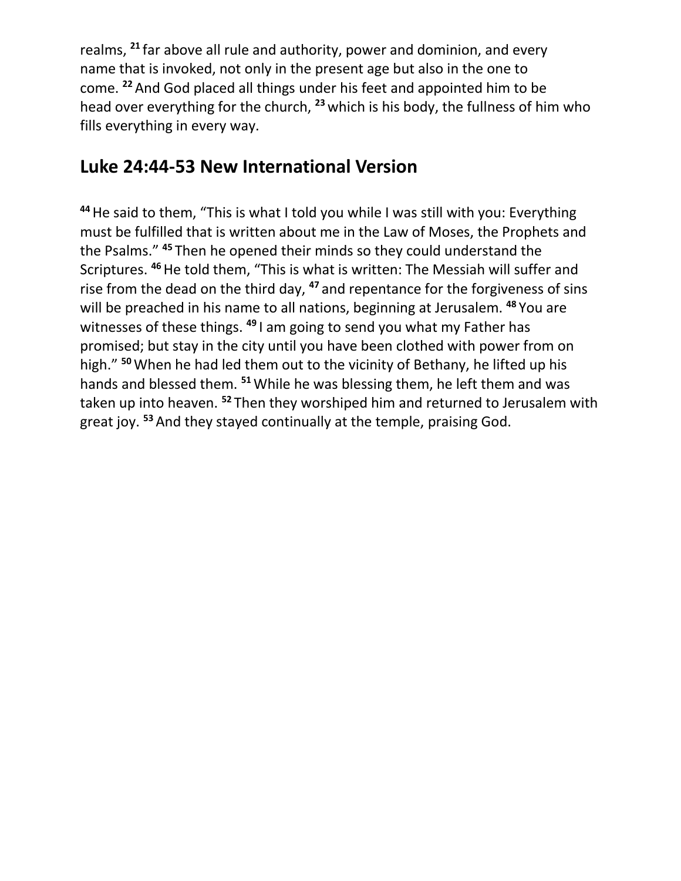realms, [21] far above all rule and authority, power and dominion, and every name that is invoked, not only in the present age but also in the one to come. [22] And God placed all things under his feet and appointed him to be head over everything for the church, [23] which is his body, the fullness of him who fills everything in every way.

## Luke 24:44-53 New International Version

[44] He said to them, "This is what I told you while I was still with you: Everything must be fulfilled that is written about me in the Law of Moses, the Prophets and the Psalms." [45] Then he opened their minds so they could understand the Scriptures. [46] He told them, "This is what is written: The Messiah will suffer and rise from the dead on the third day, [47] and repentance for the forgiveness of sins will be preached in his name to all nations, beginning at Jerusalem. [48] You are witnesses of these things. [49] I am going to send you what my Father has promised; but stay in the city until you have been clothed with power from on high." [50] When he had led them out to the vicinity of Bethany, he lifted up his hands and blessed them. [51] While he was blessing them, he left them and was taken up into heaven. [52] Then they worshiped him and returned to Jerusalem with great joy. [53] And they stayed continually at the temple, praising God.